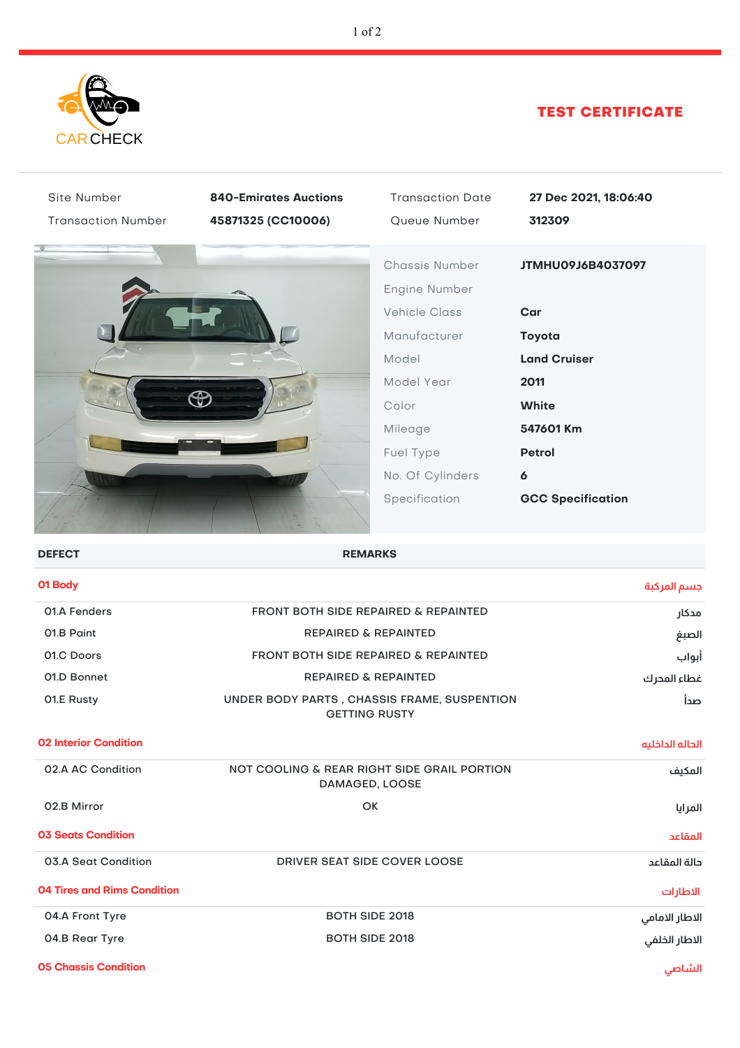CAR CHECK

# TEST CERTIFICATE

| | | | |
|---|---|---|---|
| Site Number | **840-Emirates Auctions** | Transaction Date | **27 Dec 2021, 18:06:40** |
| Transaction Number | **45871325 (CC10006)** | Queue Number | **312309** |

| | |
|---|---|
| Chassis Number | **JTMHU09J6B4037097** |
| Engine Number | |
| Vehicle Class | **Car** |
| Manufacturer | **Toyota** |
| Model | **Land Cruiser** |
| Model Year | **2011** |
| Color | **White** |
| Mileage | **547601 Km** |
| Fuel Type | **Petrol** |
| No. Of Cylinders | **6** |
| Specification | **GCC Specification** |

| DEFECT | REMARKS | |
|---|---|---|
| **01 Body** | | جسم المركبة |
| 01.A Fenders | FRONT BOTH SIDE REPAIRED & REPAINTED | مدكار |
| 01.B Paint | REPAIRED & REPAINTED | الصبغ |
| 01.C Doors | FRONT BOTH SIDE REPAIRED & REPAINTED | أبواب |
| 01.D Bonnet | REPAIRED & REPAINTED | غطاء المحرك |
| 01.E Rusty | UNDER BODY PARTS , CHASSIS FRAME, SUSPENTION GETTING RUSTY | صدأ |
| **02 Interior Condition** | | الحالة الداخلية |
| 02.A AC Condition | NOT COOLING & REAR RIGHT SIDE GRAIL PORTION DAMAGED, LOOSE | المكيف |
| 02.B Mirror | OK | المرايا |
| **03 Seats Condition** | | المقاعد |
| 03.A Seat Condition | DRIVER SEAT SIDE COVER LOOSE | حالة المقاعد |
| **04 Tires and Rims Condition** | | الاطارات |
| 04.A Front Tyre | BOTH SIDE 2018 | الاطار الامامي |
| 04.B Rear Tyre | BOTH SIDE 2018 | الاطار الخلفي |
| **05 Chassis Condition** | | الشاصي |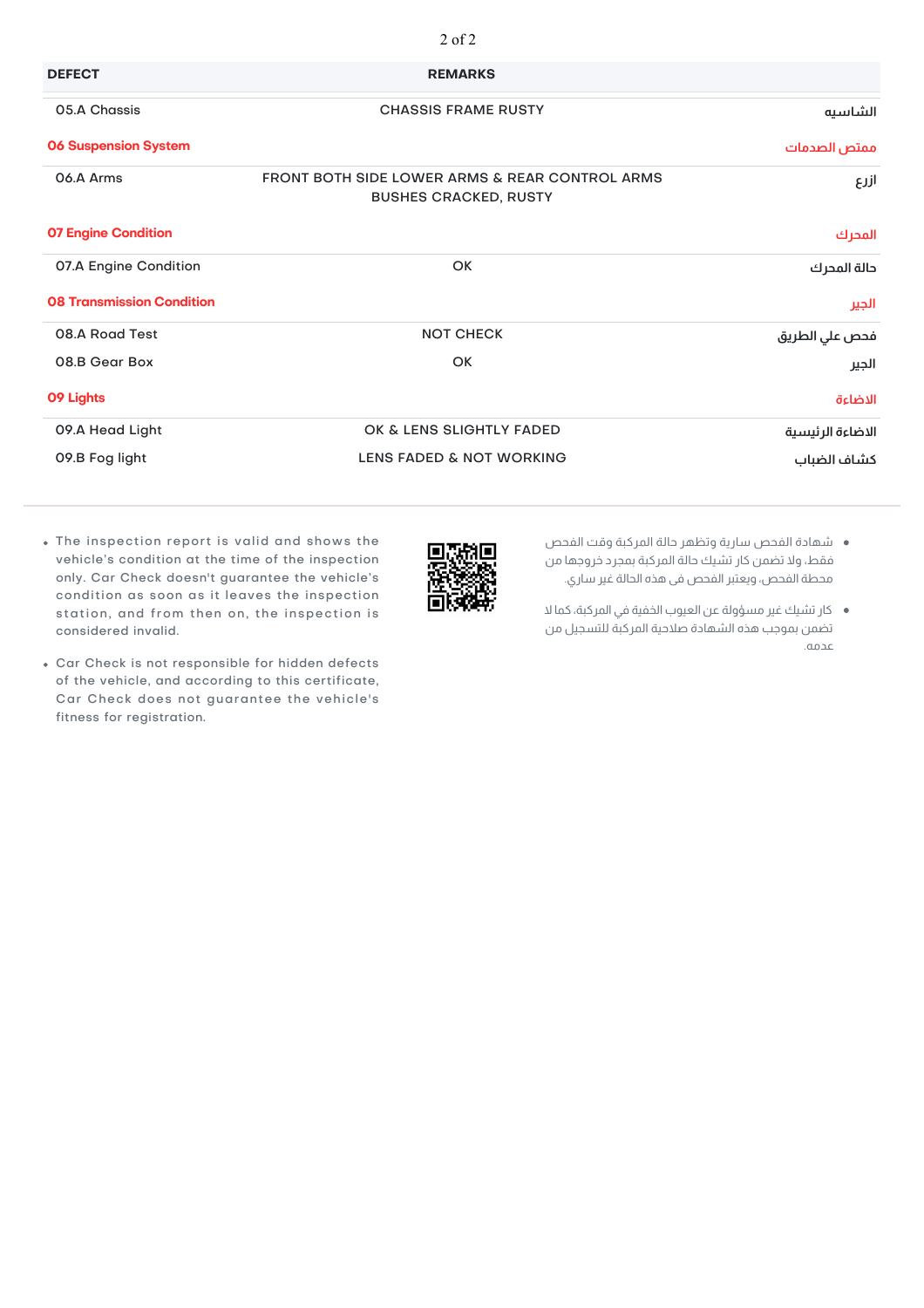| DEFECT | REMARKS | |
|---|---|---|
| 05.A Chassis | CHASSIS FRAME RUSTY | الشاسيه |
| **06 Suspension System** | | **ممتص الصدمات** |
| 06.A Arms | FRONT BOTH SIDE LOWER ARMS & REAR CONTROL ARMS BUSHES CRACKED, RUSTY | ازرع |
| **07 Engine Condition** | | **المحرك** |
| 07.A Engine Condition | OK | حالة المحرك |
| **08 Transmission Condition** | | **الجير** |
| 08.A Road Test | NOT CHECK | فحص علي الطريق |
| 08.B Gear Box | OK | الجير |
| **09 Lights** | | **الاضاءة** |
| 09.A Head Light | OK & LENS SLIGHTLY FADED | الاضاءة الرئيسية |
| 09.B Fog light | LENS FADED & NOT WORKING | كشاف الضباب |

- The inspection report is valid and shows the vehicle's condition at the time of the inspection only. Car Check doesn't guarantee the vehicle's condition as soon as it leaves the inspection station, and from then on, the inspection is considered invalid.
- Car Check is not responsible for hidden defects of the vehicle, and according to this certificate, Car Check does not guarantee the vehicle's fitness for registration.

- شهادة الفحص سارية وتظهر حالة المركبة وقت الفحص فقط، ولا تضمن كار تشيك حالة المركبة بمجرد خروجها من محطة الفحص، ويعتبر الفحص في هذه الحالة غير ساري.
- كار تشيك غير مسؤولة عن العيوب الخفية في المركبة، كما لا تضمن بموجب هذه الشهادة صلاحية المركبة للتسجيل من عدمه.